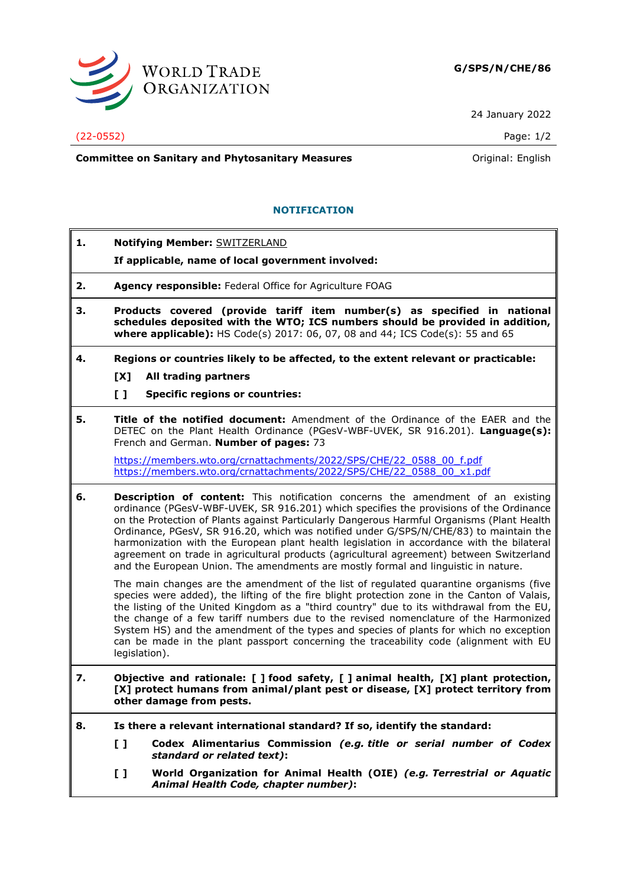WORLD TRADE ORGANIZATION

**G/SPS/N/CHE/86**

24 January 2022

(22-0552)

**Committee on Sanitary and Phytosanitary Measures**

Original: English

## NOTIFICATION

**1. Notifying Member:** SWITZERLAND

**If applicable, name of local government involved:**

**2. Agency responsible:** Federal Office for Agriculture FOAG

**3. Products covered (provide tariff item number(s) as specified in national schedules deposited with the WTO; ICS numbers should be provided in addition, where applicable):** HS Code(s) 2017: 06, 07, 08 and 44; ICS Code(s): 55 and 65

**4. Regions or countries likely to be affected, to the extent relevant or practicable:**

**[X] All trading partners**

**[ ] Specific regions or countries:**

**5. Title of the notified document:** Amendment of the Ordinance of the EAER and the DETEC on the Plant Health Ordinance (PGesV-WBF-UVEK, SR 916.201). **Language(s):** French and German. **Number of pages:** 73

https://members.wto.org/crnattachments/2022/SPS/CHE/22_0588_00_f.pdf
https://members.wto.org/crnattachments/2022/SPS/CHE/22_0588_00_x1.pdf

**6. Description of content:** This notification concerns the amendment of an existing ordinance (PGesV-WBF-UVEK, SR 916.201) which specifies the provisions of the Ordinance on the Protection of Plants against Particularly Dangerous Harmful Organisms (Plant Health Ordinance, PGesV, SR 916.20, which was notified under G/SPS/N/CHE/83) to maintain the harmonization with the European plant health legislation in accordance with the bilateral agreement on trade in agricultural products (agricultural agreement) between Switzerland and the European Union. The amendments are mostly formal and linguistic in nature.

The main changes are the amendment of the list of regulated quarantine organisms (five species were added), the lifting of the fire blight protection zone in the Canton of Valais, the listing of the United Kingdom as a "third country" due to its withdrawal from the EU, the change of a few tariff numbers due to the revised nomenclature of the Harmonized System HS) and the amendment of the types and species of plants for which no exception can be made in the plant passport concerning the traceability code (alignment with EU legislation).

**7. Objective and rationale: [ ] food safety, [ ] animal health, [X] plant protection, [X] protect humans from animal/plant pest or disease, [X] protect territory from other damage from pests.**

**8. Is there a relevant international standard? If so, identify the standard:**

**[ ] Codex Alimentarius Commission** ***(e.g. title or serial number of Codex standard or related text)*****:**

**[ ] World Organization for Animal Health (OIE)** ***(e.g. Terrestrial or Aquatic Animal Health Code, chapter number)*****:**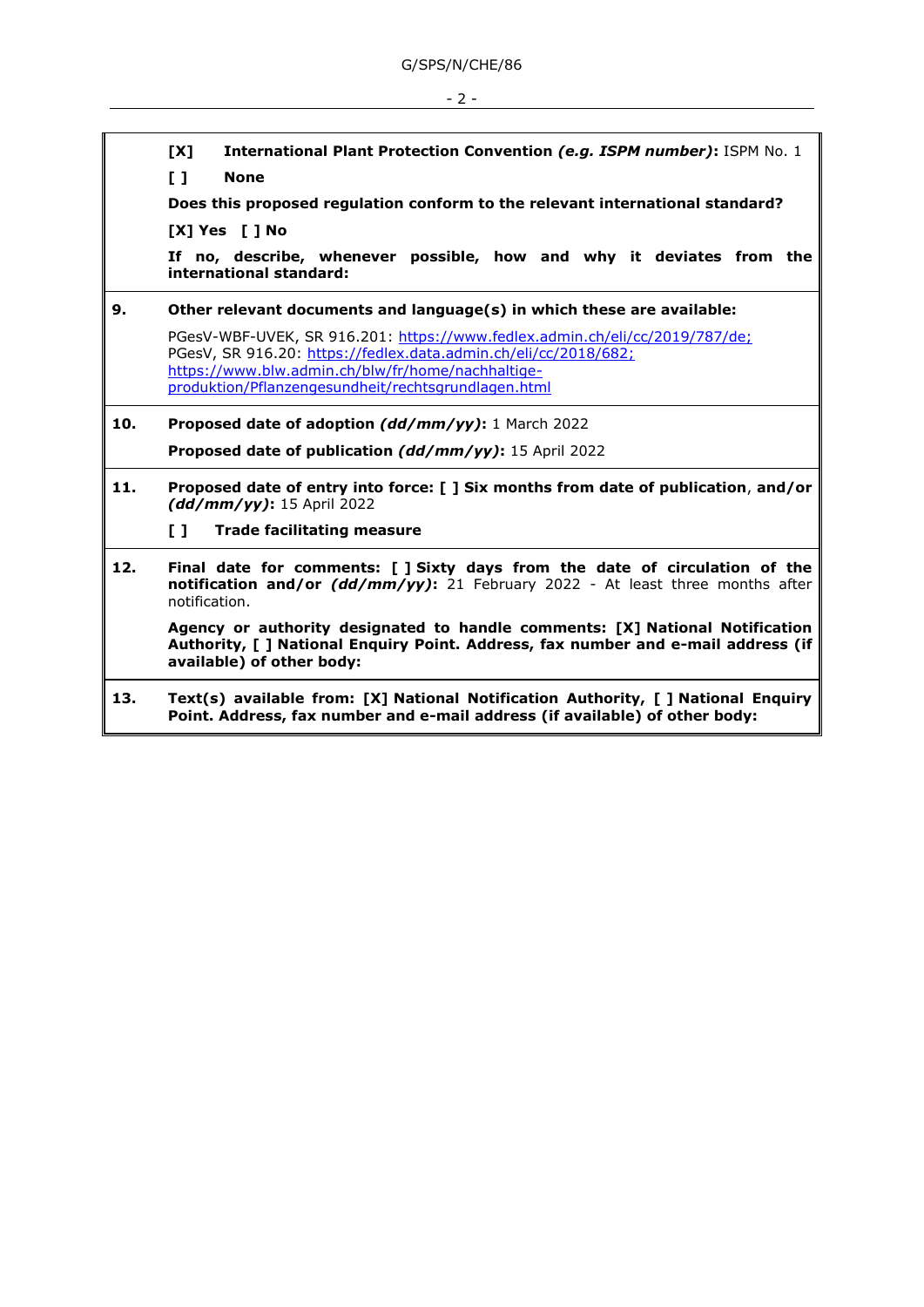**[X]** **International Plant Protection Convention *(e.g. ISPM number)*:** ISPM No. 1

**[ ]** **None**

**Does this proposed regulation conform to the relevant international standard?**

**[X] Yes [ ] No**

**If no, describe, whenever possible, how and why it deviates from the international standard:**

**9.** **Other relevant documents and language(s) in which these are available:**

PGesV-WBF-UVEK, SR 916.201: https://www.fedlex.admin.ch/eli/cc/2019/787/de;
PGesV, SR 916.20: https://fedlex.data.admin.ch/eli/cc/2018/682;
https://www.blw.admin.ch/blw/fr/home/nachhaltige-produktion/Pflanzengesundheit/rechtsgrundlagen.html

**10.** **Proposed date of adoption *(dd/mm/yy)*:** 1 March 2022

**Proposed date of publication *(dd/mm/yy)*:** 15 April 2022

**11.** **Proposed date of entry into force: [ ] Six months from date of publication**, **and/or *(dd/mm/yy)*:** 15 April 2022

**[ ]** **Trade facilitating measure**

**12.** **Final date for comments: [ ] Sixty days from the date of circulation of the notification and/or *(dd/mm/yy)*:** 21 February 2022 - At least three months after notification.

**Agency or authority designated to handle comments: [X] National Notification Authority, [ ] National Enquiry Point. Address, fax number and e-mail address (if available) of other body:**

**13.** **Text(s) available from: [X] National Notification Authority, [ ] National Enquiry Point. Address, fax number and e-mail address (if available) of other body:**